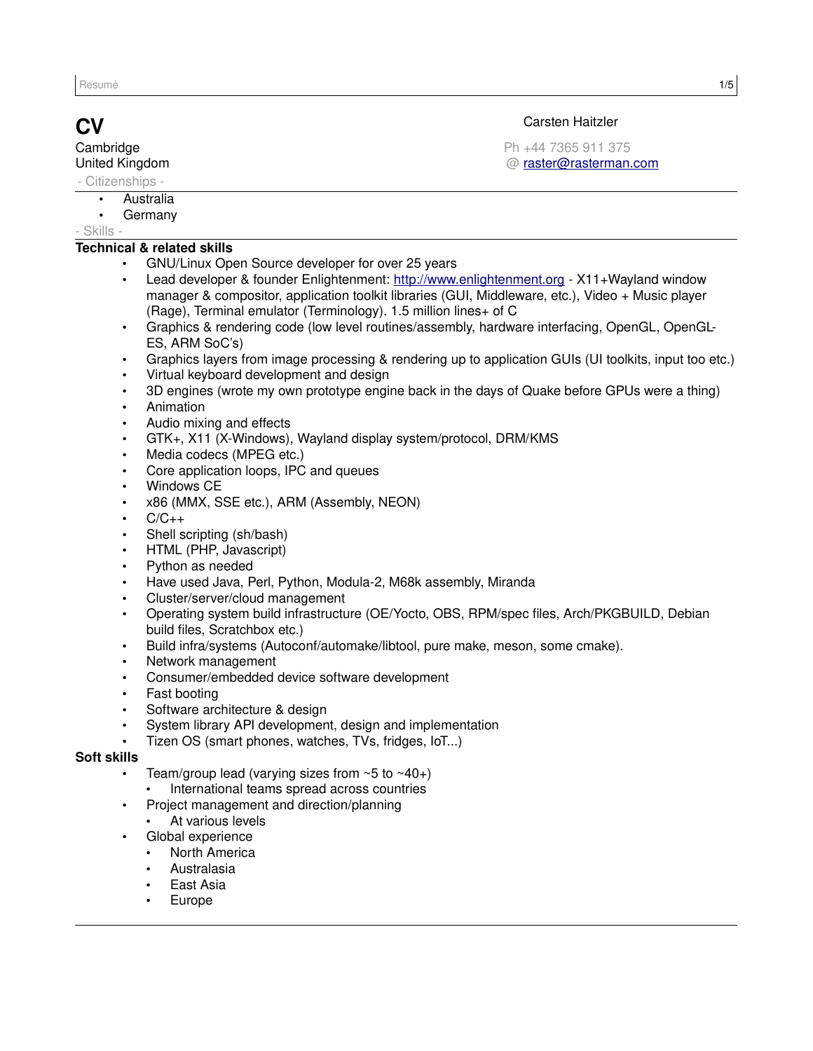# CV

Carsten Haitzler

Cambridge
United Kingdom

Ph +44 7365 911 375
@ [raster@rasterman.com](mailto:raster@rasterman.com)

- Citizenships -

- Australia
- Germany

- Skills -

**Technical & related skills**

- GNU/Linux Open Source developer for over 25 years
- Lead developer & founder Enlightenment: [http://www.enlightenment.org](http://www.enlightenment.org) - X11+Wayland window manager & compositor, application toolkit libraries (GUI, Middleware, etc.), Video + Music player (Rage), Terminal emulator (Terminology). 1.5 million lines+ of C
- Graphics & rendering code (low level routines/assembly, hardware interfacing, OpenGL, OpenGL-ES, ARM SoC's)
- Graphics layers from image processing & rendering up to application GUIs (UI toolkits, input too etc.)
- Virtual keyboard development and design
- 3D engines (wrote my own prototype engine back in the days of Quake before GPUs were a thing)
- Animation
- Audio mixing and effects
- GTK+, X11 (X-Windows), Wayland display system/protocol, DRM/KMS
- Media codecs (MPEG etc.)
- Core application loops, IPC and queues
- Windows CE
- x86 (MMX, SSE etc.), ARM (Assembly, NEON)
- C/C++
- Shell scripting (sh/bash)
- HTML (PHP, Javascript)
- Python as needed
- Have used Java, Perl, Python, Modula-2, M68k assembly, Miranda
- Cluster/server/cloud management
- Operating system build infrastructure (OE/Yocto, OBS, RPM/spec files, Arch/PKGBUILD, Debian build files, Scratchbox etc.)
- Build infra/systems (Autoconf/automake/libtool, pure make, meson, some cmake).
- Network management
- Consumer/embedded device software development
- Fast booting
- Software architecture & design
- System library API development, design and implementation
- Tizen OS (smart phones, watches, TVs, fridges, IoT...)

**Soft skills**

- Team/group lead (varying sizes from ~5 to ~40+)
  - International teams spread across countries
- Project management and direction/planning
  - At various levels
- Global experience
  - North America
  - Australasia
  - East Asia
  - Europe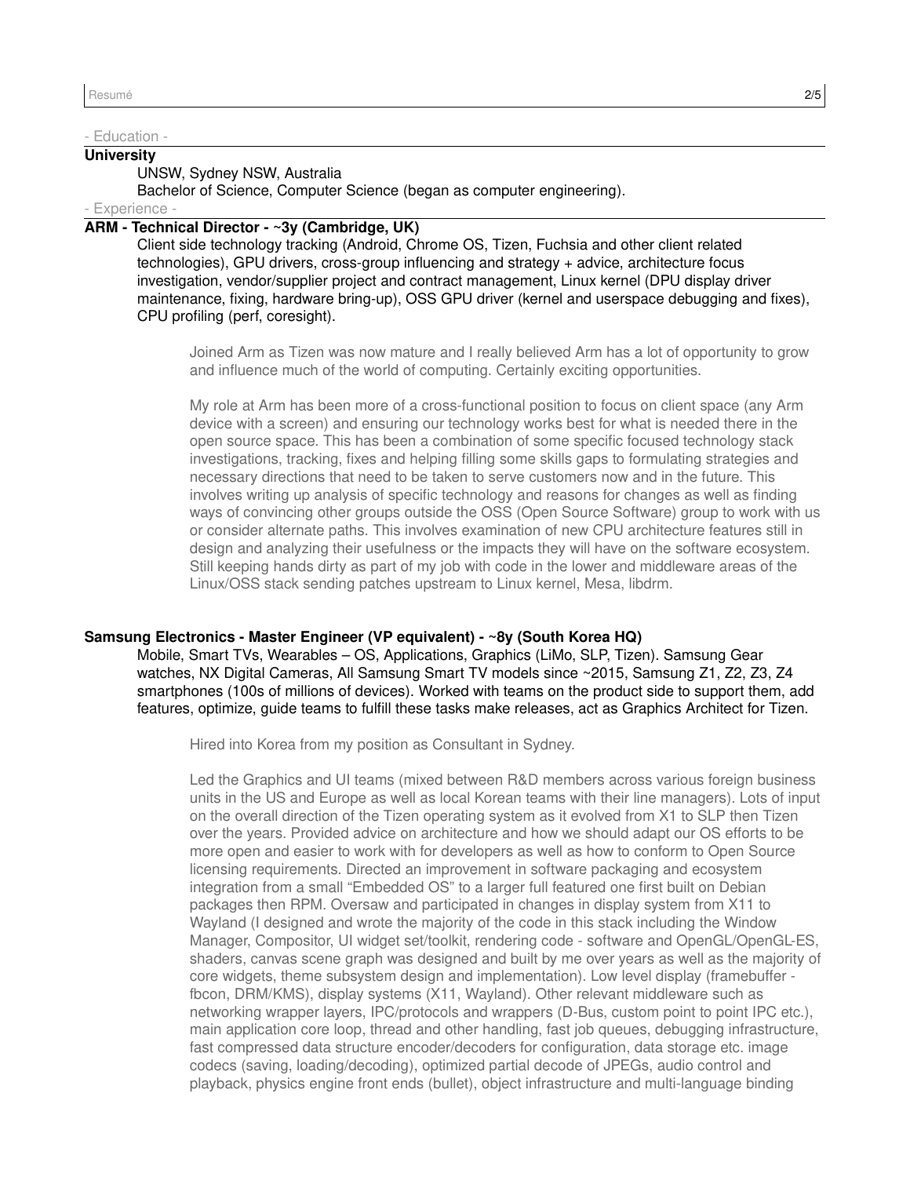- Education -

**University**

UNSW, Sydney NSW, Australia
Bachelor of Science, Computer Science (began as computer engineering).

- Experience -

**ARM - Technical Director - ~3y (Cambridge, UK)**

Client side technology tracking (Android, Chrome OS, Tizen, Fuchsia and other client related technologies), GPU drivers, cross-group influencing and strategy + advice, architecture focus investigation, vendor/supplier project and contract management, Linux kernel (DPU display driver maintenance, fixing, hardware bring-up), OSS GPU driver (kernel and userspace debugging and fixes), CPU profiling (perf, coresight).

> Joined Arm as Tizen was now mature and I really believed Arm has a lot of opportunity to grow and influence much of the world of computing. Certainly exciting opportunities.
>
> My role at Arm has been more of a cross-functional position to focus on client space (any Arm device with a screen) and ensuring our technology works best for what is needed there in the open source space. This has been a combination of some specific focused technology stack investigations, tracking, fixes and helping filling some skills gaps to formulating strategies and necessary directions that need to be taken to serve customers now and in the future. This involves writing up analysis of specific technology and reasons for changes as well as finding ways of convincing other groups outside the OSS (Open Source Software) group to work with us or consider alternate paths. This involves examination of new CPU architecture features still in design and analyzing their usefulness or the impacts they will have on the software ecosystem. Still keeping hands dirty as part of my job with code in the lower and middleware areas of the Linux/OSS stack sending patches upstream to Linux kernel, Mesa, libdrm.

**Samsung Electronics - Master Engineer (VP equivalent) - ~8y (South Korea HQ)**

Mobile, Smart TVs, Wearables – OS, Applications, Graphics (LiMo, SLP, Tizen). Samsung Gear watches, NX Digital Cameras, All Samsung Smart TV models since ~2015, Samsung Z1, Z2, Z3, Z4 smartphones (100s of millions of devices). Worked with teams on the product side to support them, add features, optimize, guide teams to fulfill these tasks make releases, act as Graphics Architect for Tizen.

> Hired into Korea from my position as Consultant in Sydney.
>
> Led the Graphics and UI teams (mixed between R&D members across various foreign business units in the US and Europe as well as local Korean teams with their line managers). Lots of input on the overall direction of the Tizen operating system as it evolved from X1 to SLP then Tizen over the years. Provided advice on architecture and how we should adapt our OS efforts to be more open and easier to work with for developers as well as how to conform to Open Source licensing requirements. Directed an improvement in software packaging and ecosystem integration from a small "Embedded OS" to a larger full featured one first built on Debian packages then RPM. Oversaw and participated in changes in display system from X11 to Wayland (I designed and wrote the majority of the code in this stack including the Window Manager, Compositor, UI widget set/toolkit, rendering code - software and OpenGL/OpenGL-ES, shaders, canvas scene graph was designed and built by me over years as well as the majority of core widgets, theme subsystem design and implementation). Low level display (framebuffer - fbcon, DRM/KMS), display systems (X11, Wayland). Other relevant middleware such as networking wrapper layers, IPC/protocols and wrappers (D-Bus, custom point to point IPC etc.), main application core loop, thread and other handling, fast job queues, debugging infrastructure, fast compressed data structure encoder/decoders for configuration, data storage etc. image codecs (saving, loading/decoding), optimized partial decode of JPEGs, audio control and playback, physics engine front ends (bullet), object infrastructure and multi-language binding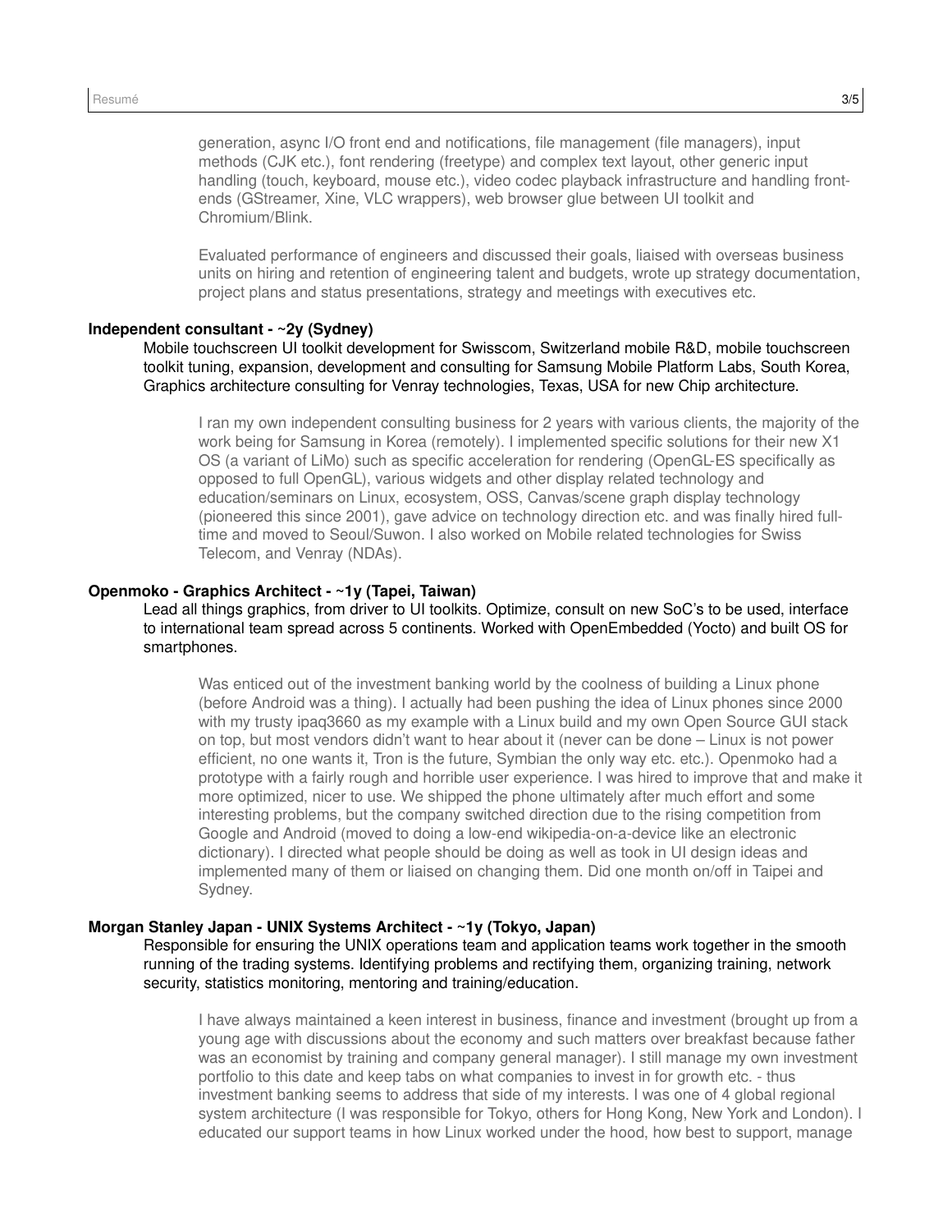generation, async I/O front end and notifications, file management (file managers), input methods (CJK etc.), font rendering (freetype) and complex text layout, other generic input handling (touch, keyboard, mouse etc.), video codec playback infrastructure and handling front-ends (GStreamer, Xine, VLC wrappers), web browser glue between UI toolkit and Chromium/Blink.

Evaluated performance of engineers and discussed their goals, liaised with overseas business units on hiring and retention of engineering talent and budgets, wrote up strategy documentation, project plans and status presentations, strategy and meetings with executives etc.

**Independent consultant - ~2y (Sydney)**

Mobile touchscreen UI toolkit development for Swisscom, Switzerland mobile R&D, mobile touchscreen toolkit tuning, expansion, development and consulting for Samsung Mobile Platform Labs, South Korea, Graphics architecture consulting for Venray technologies, Texas, USA for new Chip architecture.

I ran my own independent consulting business for 2 years with various clients, the majority of the work being for Samsung in Korea (remotely). I implemented specific solutions for their new X1 OS (a variant of LiMo) such as specific acceleration for rendering (OpenGL-ES specifically as opposed to full OpenGL), various widgets and other display related technology and education/seminars on Linux, ecosystem, OSS, Canvas/scene graph display technology (pioneered this since 2001), gave advice on technology direction etc. and was finally hired full-time and moved to Seoul/Suwon. I also worked on Mobile related technologies for Swiss Telecom, and Venray (NDAs).

**Openmoko - Graphics Architect - ~1y (Tapei, Taiwan)**

Lead all things graphics, from driver to UI toolkits. Optimize, consult on new SoC's to be used, interface to international team spread across 5 continents. Worked with OpenEmbedded (Yocto) and built OS for smartphones.

Was enticed out of the investment banking world by the coolness of building a Linux phone (before Android was a thing). I actually had been pushing the idea of Linux phones since 2000 with my trusty ipaq3660 as my example with a Linux build and my own Open Source GUI stack on top, but most vendors didn't want to hear about it (never can be done – Linux is not power efficient, no one wants it, Tron is the future, Symbian the only way etc. etc.). Openmoko had a prototype with a fairly rough and horrible user experience. I was hired to improve that and make it more optimized, nicer to use. We shipped the phone ultimately after much effort and some interesting problems, but the company switched direction due to the rising competition from Google and Android (moved to doing a low-end wikipedia-on-a-device like an electronic dictionary). I directed what people should be doing as well as took in UI design ideas and implemented many of them or liaised on changing them. Did one month on/off in Taipei and Sydney.

**Morgan Stanley Japan - UNIX Systems Architect - ~1y (Tokyo, Japan)**

Responsible for ensuring the UNIX operations team and application teams work together in the smooth running of the trading systems. Identifying problems and rectifying them, organizing training, network security, statistics monitoring, mentoring and training/education.

I have always maintained a keen interest in business, finance and investment (brought up from a young age with discussions about the economy and such matters over breakfast because father was an economist by training and company general manager). I still manage my own investment portfolio to this date and keep tabs on what companies to invest in for growth etc. - thus investment banking seems to address that side of my interests. I was one of 4 global regional system architecture (I was responsible for Tokyo, others for Hong Kong, New York and London). I educated our support teams in how Linux worked under the hood, how best to support, manage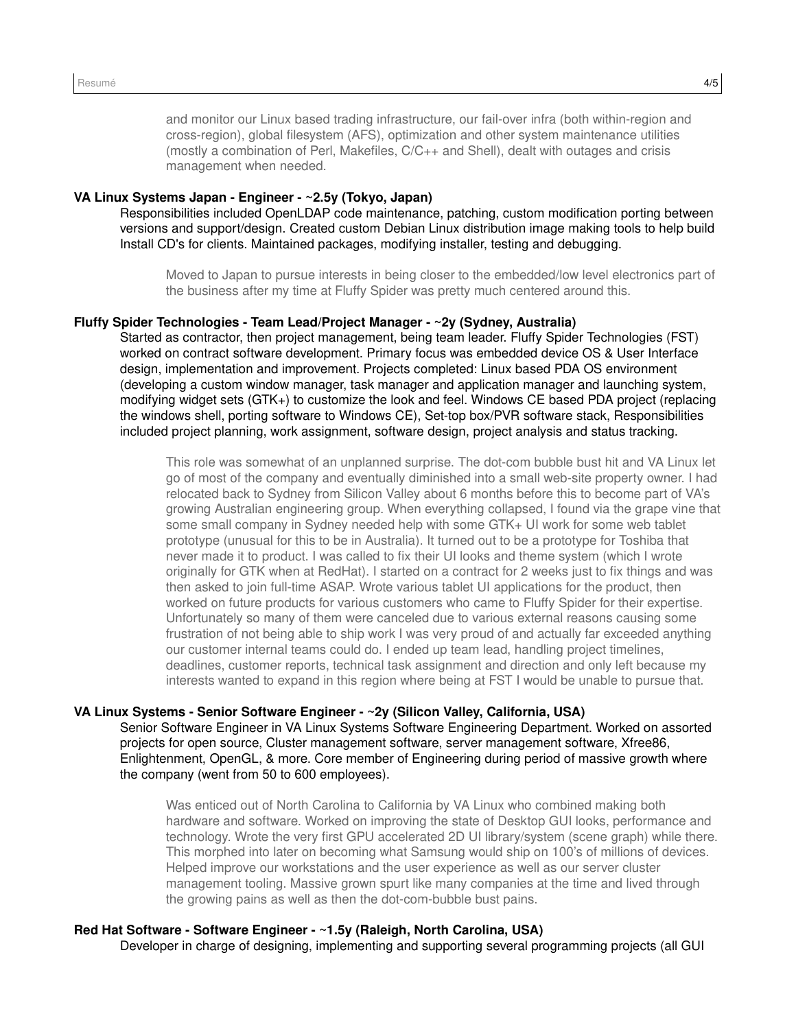and monitor our Linux based trading infrastructure, our fail-over infra (both within-region and cross-region), global filesystem (AFS), optimization and other system maintenance utilities (mostly a combination of Perl, Makefiles, C/C++ and Shell), dealt with outages and crisis management when needed.

**VA Linux Systems Japan - Engineer - ~2.5y (Tokyo, Japan)**

Responsibilities included OpenLDAP code maintenance, patching, custom modification porting between versions and support/design. Created custom Debian Linux distribution image making tools to help build Install CD's for clients. Maintained packages, modifying installer, testing and debugging.

> Moved to Japan to pursue interests in being closer to the embedded/low level electronics part of the business after my time at Fluffy Spider was pretty much centered around this.

**Fluffy Spider Technologies - Team Lead/Project Manager - ~2y (Sydney, Australia)**

Started as contractor, then project management, being team leader. Fluffy Spider Technologies (FST) worked on contract software development. Primary focus was embedded device OS & User Interface design, implementation and improvement. Projects completed: Linux based PDA OS environment (developing a custom window manager, task manager and application manager and launching system, modifying widget sets (GTK+) to customize the look and feel. Windows CE based PDA project (replacing the windows shell, porting software to Windows CE), Set-top box/PVR software stack, Responsibilities included project planning, work assignment, software design, project analysis and status tracking.

> This role was somewhat of an unplanned surprise. The dot-com bubble bust hit and VA Linux let go of most of the company and eventually diminished into a small web-site property owner. I had relocated back to Sydney from Silicon Valley about 6 months before this to become part of VA's growing Australian engineering group. When everything collapsed, I found via the grape vine that some small company in Sydney needed help with some GTK+ UI work for some web tablet prototype (unusual for this to be in Australia). It turned out to be a prototype for Toshiba that never made it to product. I was called to fix their UI looks and theme system (which I wrote originally for GTK when at RedHat). I started on a contract for 2 weeks just to fix things and was then asked to join full-time ASAP. Wrote various tablet UI applications for the product, then worked on future products for various customers who came to Fluffy Spider for their expertise. Unfortunately so many of them were canceled due to various external reasons causing some frustration of not being able to ship work I was very proud of and actually far exceeded anything our customer internal teams could do. I ended up team lead, handling project timelines, deadlines, customer reports, technical task assignment and direction and only left because my interests wanted to expand in this region where being at FST I would be unable to pursue that.

**VA Linux Systems - Senior Software Engineer - ~2y (Silicon Valley, California, USA)**

Senior Software Engineer in VA Linux Systems Software Engineering Department. Worked on assorted projects for open source, Cluster management software, server management software, Xfree86, Enlightenment, OpenGL, & more. Core member of Engineering during period of massive growth where the company (went from 50 to 600 employees).

> Was enticed out of North Carolina to California by VA Linux who combined making both hardware and software. Worked on improving the state of Desktop GUI looks, performance and technology. Wrote the very first GPU accelerated 2D UI library/system (scene graph) while there. This morphed into later on becoming what Samsung would ship on 100's of millions of devices. Helped improve our workstations and the user experience as well as our server cluster management tooling. Massive grown spurt like many companies at the time and lived through the growing pains as well as then the dot-com-bubble bust pains.

**Red Hat Software - Software Engineer - ~1.5y (Raleigh, North Carolina, USA)**

Developer in charge of designing, implementing and supporting several programming projects (all GUI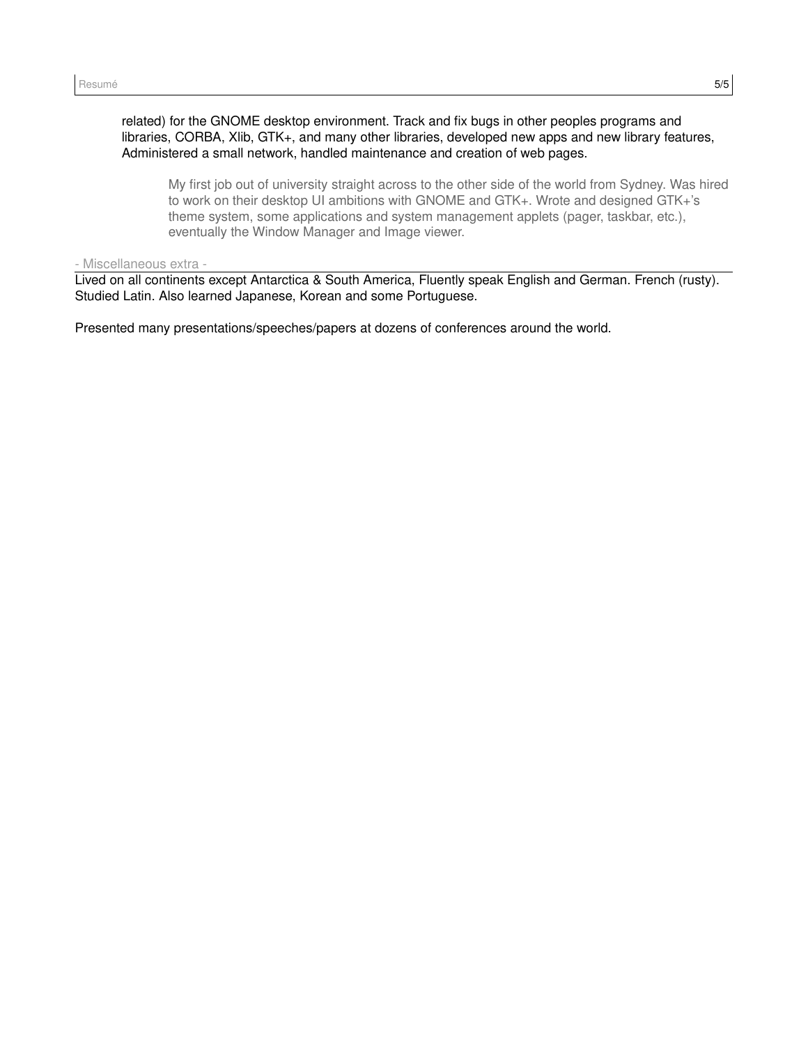related) for the GNOME desktop environment. Track and fix bugs in other peoples programs and libraries, CORBA, Xlib, GTK+, and many other libraries, developed new apps and new library features, Administered a small network, handled maintenance and creation of web pages.

> My first job out of university straight across to the other side of the world from Sydney. Was hired to work on their desktop UI ambitions with GNOME and GTK+. Wrote and designed GTK+'s theme system, some applications and system management applets (pager, taskbar, etc.), eventually the Window Manager and Image viewer.

## - Miscellaneous extra -

Lived on all continents except Antarctica & South America, Fluently speak English and German. French (rusty). Studied Latin. Also learned Japanese, Korean and some Portuguese.

Presented many presentations/speeches/papers at dozens of conferences around the world.